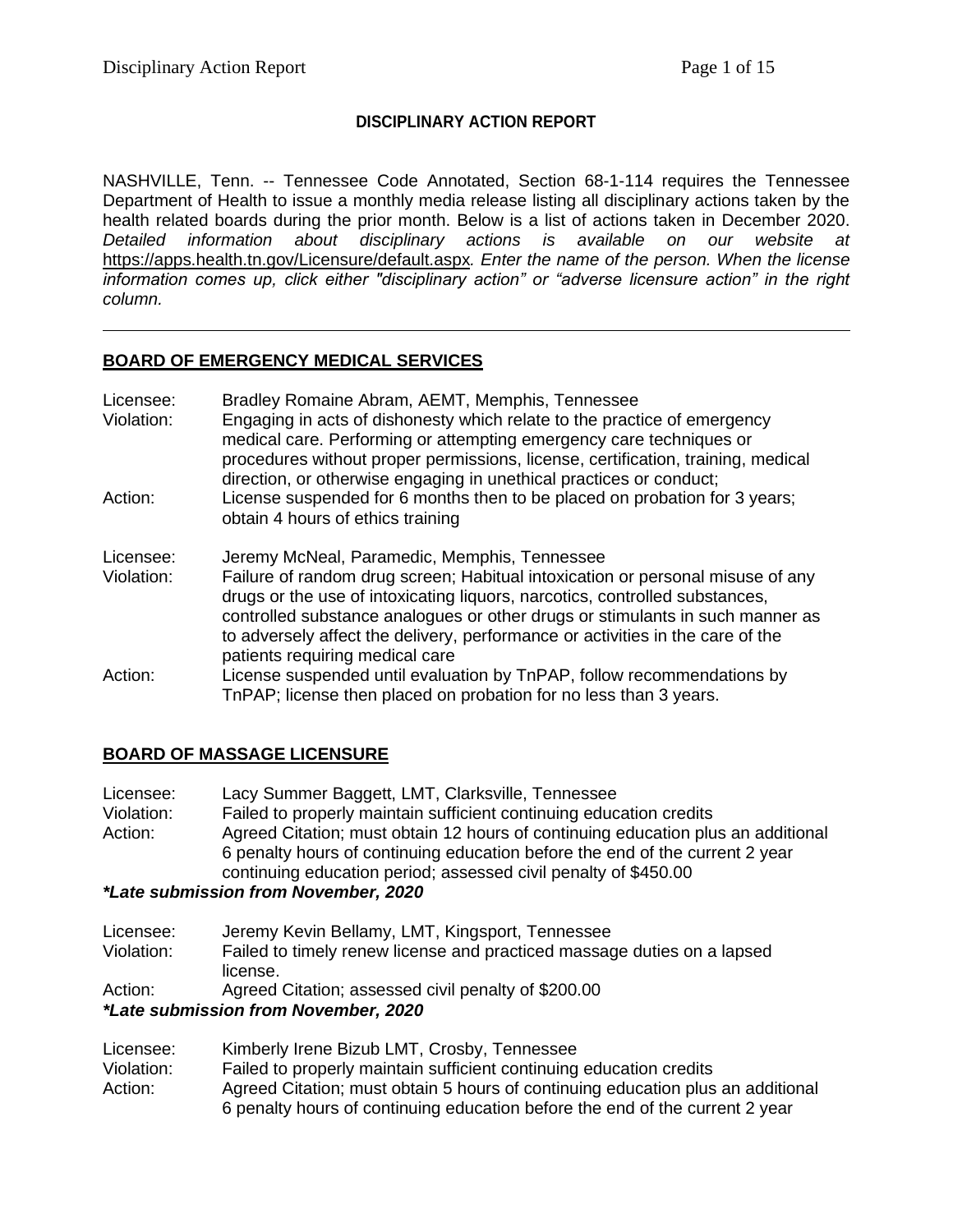# DISCIPLINARY ACTION REPORT

NASHVILLE, Tenn. -- Tennessee Code Annotated, Section 68-1-114 requires the Tennessee Department of Health to issue a monthly media release listing all disciplinary actions taken by the health related boards during the prior month. Below is a list of actions taken in December 2020. *Detailed information about disciplinary actions is available on our website at* https://apps.health.tn.gov/Licensure/default.aspx*. Enter the name of the person. When the license information comes up, click either "disciplinary action" or "adverse licensure action" in the right column.*

---

## BOARD OF EMERGENCY MEDICAL SERVICES

Licensee: Bradley Romaine Abram, AEMT, Memphis, Tennessee
Violation: Engaging in acts of dishonesty which relate to the practice of emergency medical care. Performing or attempting emergency care techniques or procedures without proper permissions, license, certification, training, medical direction, or otherwise engaging in unethical practices or conduct;
Action: License suspended for 6 months then to be placed on probation for 3 years; obtain 4 hours of ethics training

Licensee: Jeremy McNeal, Paramedic, Memphis, Tennessee
Violation: Failure of random drug screen; Habitual intoxication or personal misuse of any drugs or the use of intoxicating liquors, narcotics, controlled substances, controlled substance analogues or other drugs or stimulants in such manner as to adversely affect the delivery, performance or activities in the care of the patients requiring medical care
Action: License suspended until evaluation by TnPAP, follow recommendations by TnPAP; license then placed on probation for no less than 3 years.

## BOARD OF MASSAGE LICENSURE

Licensee: Lacy Summer Baggett, LMT, Clarksville, Tennessee
Violation: Failed to properly maintain sufficient continuing education credits
Action: Agreed Citation; must obtain 12 hours of continuing education plus an additional 6 penalty hours of continuing education before the end of the current 2 year continuing education period; assessed civil penalty of $450.00

***Late submission from November, 2020***

Licensee: Jeremy Kevin Bellamy, LMT, Kingsport, Tennessee
Violation: Failed to timely renew license and practiced massage duties on a lapsed license.
Action: Agreed Citation; assessed civil penalty of $200.00

***Late submission from November, 2020***

Licensee: Kimberly Irene Bizub LMT, Crosby, Tennessee
Violation: Failed to properly maintain sufficient continuing education credits
Action: Agreed Citation; must obtain 5 hours of continuing education plus an additional 6 penalty hours of continuing education before the end of the current 2 year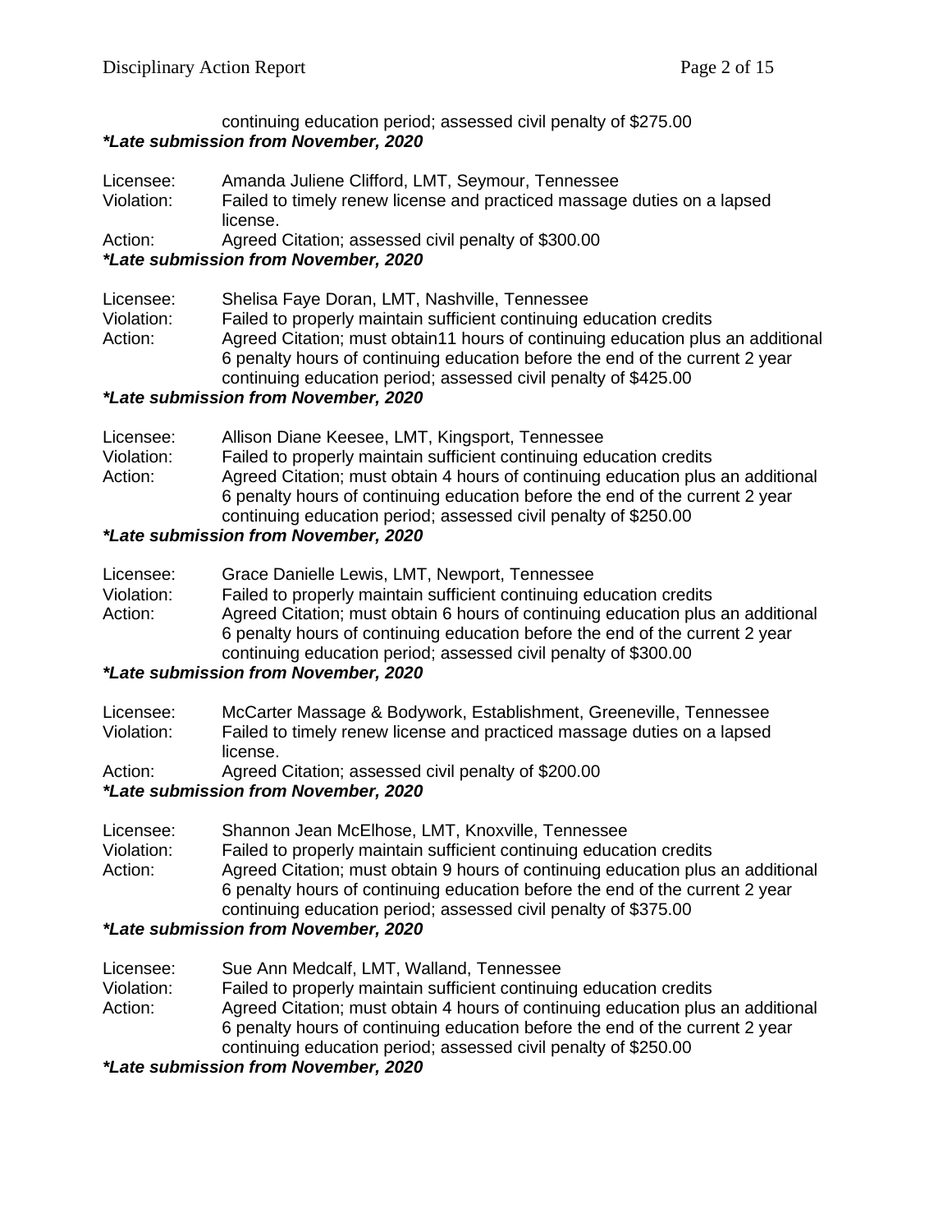continuing education period; assessed civil penalty of $275.00
***Late submission from November, 2020**

Licensee: Amanda Juliene Clifford, LMT, Seymour, Tennessee
Violation: Failed to timely renew license and practiced massage duties on a lapsed license.
Action: Agreed Citation; assessed civil penalty of $300.00
***Late submission from November, 2020**

Licensee: Shelisa Faye Doran, LMT, Nashville, Tennessee
Violation: Failed to properly maintain sufficient continuing education credits
Action: Agreed Citation; must obtain11 hours of continuing education plus an additional 6 penalty hours of continuing education before the end of the current 2 year continuing education period; assessed civil penalty of $425.00
***Late submission from November, 2020**

Licensee: Allison Diane Keesee, LMT, Kingsport, Tennessee
Violation: Failed to properly maintain sufficient continuing education credits
Action: Agreed Citation; must obtain 4 hours of continuing education plus an additional 6 penalty hours of continuing education before the end of the current 2 year continuing education period; assessed civil penalty of $250.00
***Late submission from November, 2020**

Licensee: Grace Danielle Lewis, LMT, Newport, Tennessee
Violation: Failed to properly maintain sufficient continuing education credits
Action: Agreed Citation; must obtain 6 hours of continuing education plus an additional 6 penalty hours of continuing education before the end of the current 2 year continuing education period; assessed civil penalty of $300.00
***Late submission from November, 2020**

Licensee: McCarter Massage & Bodywork, Establishment, Greeneville, Tennessee
Violation: Failed to timely renew license and practiced massage duties on a lapsed license.
Action: Agreed Citation; assessed civil penalty of $200.00
***Late submission from November, 2020**

Licensee: Shannon Jean McElhose, LMT, Knoxville, Tennessee
Violation: Failed to properly maintain sufficient continuing education credits
Action: Agreed Citation; must obtain 9 hours of continuing education plus an additional 6 penalty hours of continuing education before the end of the current 2 year continuing education period; assessed civil penalty of $375.00
***Late submission from November, 2020**

Licensee: Sue Ann Medcalf, LMT, Walland, Tennessee
Violation: Failed to properly maintain sufficient continuing education credits
Action: Agreed Citation; must obtain 4 hours of continuing education plus an additional 6 penalty hours of continuing education before the end of the current 2 year continuing education period; assessed civil penalty of $250.00
***Late submission from November, 2020**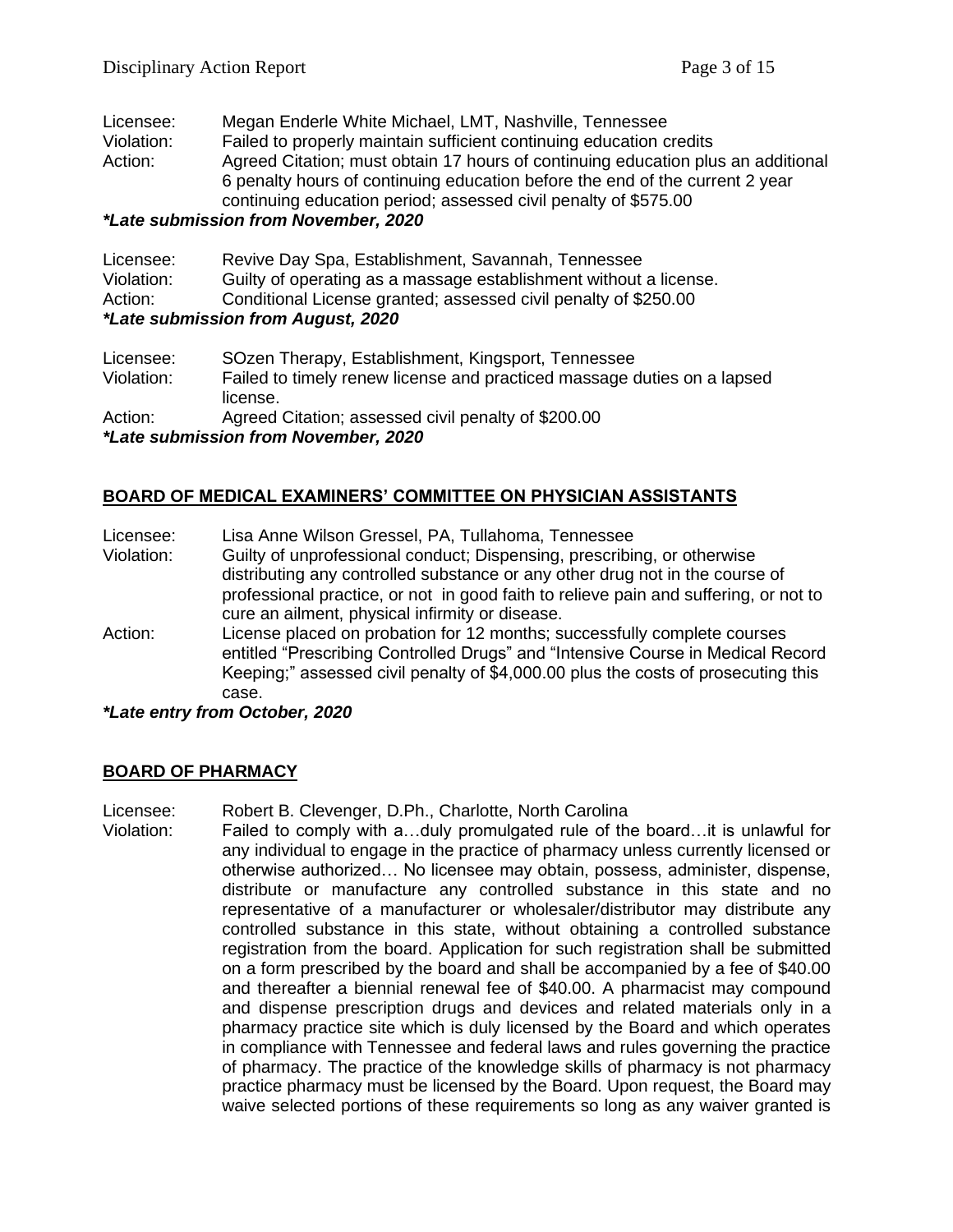Licensee: Megan Enderle White Michael, LMT, Nashville, Tennessee
Violation: Failed to properly maintain sufficient continuing education credits
Action: Agreed Citation; must obtain 17 hours of continuing education plus an additional 6 penalty hours of continuing education before the end of the current 2 year continuing education period; assessed civil penalty of $575.00

***Late submission from November, 2020***

Licensee: Revive Day Spa, Establishment, Savannah, Tennessee
Violation: Guilty of operating as a massage establishment without a license.
Action: Conditional License granted; assessed civil penalty of $250.00

***Late submission from August, 2020***

Licensee: SOzen Therapy, Establishment, Kingsport, Tennessee
Violation: Failed to timely renew license and practiced massage duties on a lapsed license.
Action: Agreed Citation; assessed civil penalty of $200.00

***Late submission from November, 2020***

## BOARD OF MEDICAL EXAMINERS' COMMITTEE ON PHYSICIAN ASSISTANTS

Licensee: Lisa Anne Wilson Gressel, PA, Tullahoma, Tennessee
Violation: Guilty of unprofessional conduct; Dispensing, prescribing, or otherwise distributing any controlled substance or any other drug not in the course of professional practice, or not in good faith to relieve pain and suffering, or not to cure an ailment, physical infirmity or disease.
Action: License placed on probation for 12 months; successfully complete courses entitled "Prescribing Controlled Drugs" and "Intensive Course in Medical Record Keeping;" assessed civil penalty of $4,000.00 plus the costs of prosecuting this case.

***Late entry from October, 2020***

## BOARD OF PHARMACY

Licensee: Robert B. Clevenger, D.Ph., Charlotte, North Carolina
Violation: Failed to comply with a…duly promulgated rule of the board…it is unlawful for any individual to engage in the practice of pharmacy unless currently licensed or otherwise authorized… No licensee may obtain, possess, administer, dispense, distribute or manufacture any controlled substance in this state and no representative of a manufacturer or wholesaler/distributor may distribute any controlled substance in this state, without obtaining a controlled substance registration from the board. Application for such registration shall be submitted on a form prescribed by the board and shall be accompanied by a fee of $40.00 and thereafter a biennial renewal fee of $40.00. A pharmacist may compound and dispense prescription drugs and devices and related materials only in a pharmacy practice site which is duly licensed by the Board and which operates in compliance with Tennessee and federal laws and rules governing the practice of pharmacy. The practice of the knowledge skills of pharmacy is not pharmacy practice pharmacy must be licensed by the Board. Upon request, the Board may waive selected portions of these requirements so long as any waiver granted is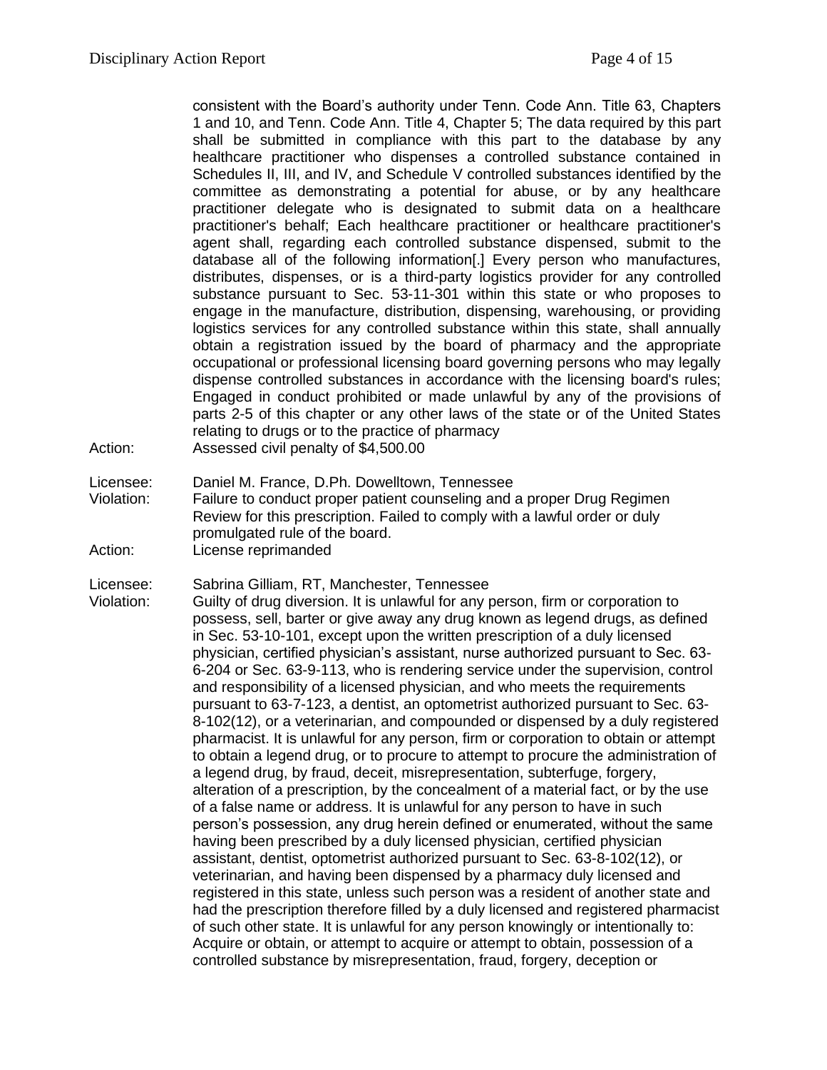consistent with the Board's authority under Tenn. Code Ann. Title 63, Chapters 1 and 10, and Tenn. Code Ann. Title 4, Chapter 5; The data required by this part shall be submitted in compliance with this part to the database by any healthcare practitioner who dispenses a controlled substance contained in Schedules II, III, and IV, and Schedule V controlled substances identified by the committee as demonstrating a potential for abuse, or by any healthcare practitioner delegate who is designated to submit data on a healthcare practitioner's behalf; Each healthcare practitioner or healthcare practitioner's agent shall, regarding each controlled substance dispensed, submit to the database all of the following information[.] Every person who manufactures, distributes, dispenses, or is a third-party logistics provider for any controlled substance pursuant to Sec. 53-11-301 within this state or who proposes to engage in the manufacture, distribution, dispensing, warehousing, or providing logistics services for any controlled substance within this state, shall annually obtain a registration issued by the board of pharmacy and the appropriate occupational or professional licensing board governing persons who may legally dispense controlled substances in accordance with the licensing board's rules; Engaged in conduct prohibited or made unlawful by any of the provisions of parts 2-5 of this chapter or any other laws of the state or of the United States relating to drugs or to the practice of pharmacy

Action: Assessed civil penalty of $4,500.00

Licensee: Daniel M. France, D.Ph. Dowelltown, Tennessee
Violation: Failure to conduct proper patient counseling and a proper Drug Regimen Review for this prescription. Failed to comply with a lawful order or duly promulgated rule of the board.
Action: License reprimanded

Licensee: Sabrina Gilliam, RT, Manchester, Tennessee
Violation: Guilty of drug diversion. It is unlawful for any person, firm or corporation to possess, sell, barter or give away any drug known as legend drugs, as defined in Sec. 53-10-101, except upon the written prescription of a duly licensed physician, certified physician's assistant, nurse authorized pursuant to Sec. 63-6-204 or Sec. 63-9-113, who is rendering service under the supervision, control and responsibility of a licensed physician, and who meets the requirements pursuant to 63-7-123, a dentist, an optometrist authorized pursuant to Sec. 63-8-102(12), or a veterinarian, and compounded or dispensed by a duly registered pharmacist. It is unlawful for any person, firm or corporation to obtain or attempt to obtain a legend drug, or to procure to attempt to procure the administration of a legend drug, by fraud, deceit, misrepresentation, subterfuge, forgery, alteration of a prescription, by the concealment of a material fact, or by the use of a false name or address. It is unlawful for any person to have in such person's possession, any drug herein defined or enumerated, without the same having been prescribed by a duly licensed physician, certified physician assistant, dentist, optometrist authorized pursuant to Sec. 63-8-102(12), or veterinarian, and having been dispensed by a pharmacy duly licensed and registered in this state, unless such person was a resident of another state and had the prescription therefore filled by a duly licensed and registered pharmacist of such other state. It is unlawful for any person knowingly or intentionally to: Acquire or obtain, or attempt to acquire or attempt to obtain, possession of a controlled substance by misrepresentation, fraud, forgery, deception or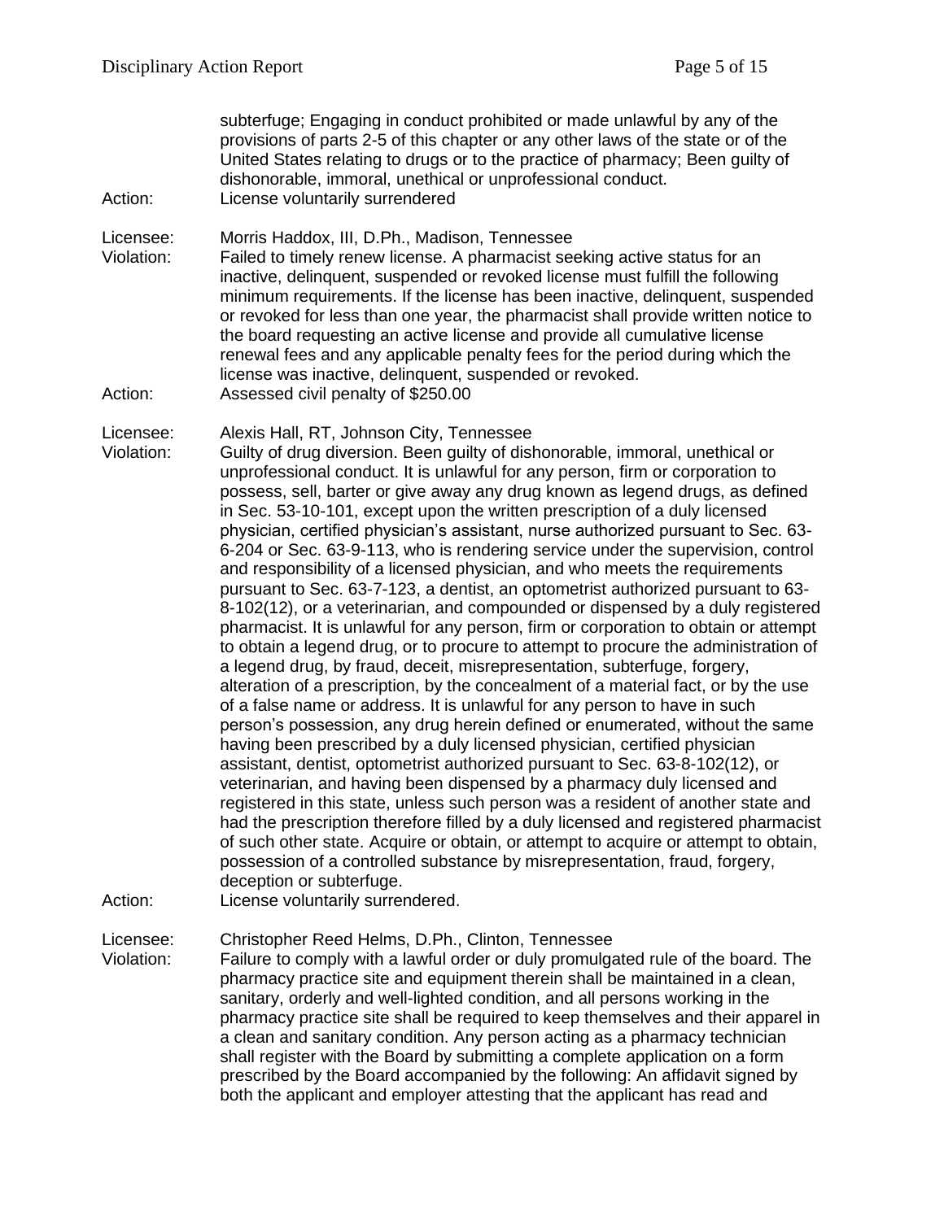subterfuge; Engaging in conduct prohibited or made unlawful by any of the provisions of parts 2-5 of this chapter or any other laws of the state or of the United States relating to drugs or to the practice of pharmacy; Been guilty of dishonorable, immoral, unethical or unprofessional conduct.

Action: License voluntarily surrendered

Licensee: Morris Haddox, III, D.Ph., Madison, Tennessee

Violation: Failed to timely renew license. A pharmacist seeking active status for an inactive, delinquent, suspended or revoked license must fulfill the following minimum requirements. If the license has been inactive, delinquent, suspended or revoked for less than one year, the pharmacist shall provide written notice to the board requesting an active license and provide all cumulative license renewal fees and any applicable penalty fees for the period during which the license was inactive, delinquent, suspended or revoked.

Action: Assessed civil penalty of $250.00

Licensee: Alexis Hall, RT, Johnson City, Tennessee

Violation: Guilty of drug diversion. Been guilty of dishonorable, immoral, unethical or unprofessional conduct. It is unlawful for any person, firm or corporation to possess, sell, barter or give away any drug known as legend drugs, as defined in Sec. 53-10-101, except upon the written prescription of a duly licensed physician, certified physician's assistant, nurse authorized pursuant to Sec. 63-6-204 or Sec. 63-9-113, who is rendering service under the supervision, control and responsibility of a licensed physician, and who meets the requirements pursuant to Sec. 63-7-123, a dentist, an optometrist authorized pursuant to 63-8-102(12), or a veterinarian, and compounded or dispensed by a duly registered pharmacist. It is unlawful for any person, firm or corporation to obtain or attempt to obtain a legend drug, or to procure to attempt to procure the administration of a legend drug, by fraud, deceit, misrepresentation, subterfuge, forgery, alteration of a prescription, by the concealment of a material fact, or by the use of a false name or address. It is unlawful for any person to have in such person's possession, any drug herein defined or enumerated, without the same having been prescribed by a duly licensed physician, certified physician assistant, dentist, optometrist authorized pursuant to Sec. 63-8-102(12), or veterinarian, and having been dispensed by a pharmacy duly licensed and registered in this state, unless such person was a resident of another state and had the prescription therefore filled by a duly licensed and registered pharmacist of such other state. Acquire or obtain, or attempt to acquire or attempt to obtain, possession of a controlled substance by misrepresentation, fraud, forgery, deception or subterfuge.

Action: License voluntarily surrendered.

Licensee: Christopher Reed Helms, D.Ph., Clinton, Tennessee

Violation: Failure to comply with a lawful order or duly promulgated rule of the board. The pharmacy practice site and equipment therein shall be maintained in a clean, sanitary, orderly and well-lighted condition, and all persons working in the pharmacy practice site shall be required to keep themselves and their apparel in a clean and sanitary condition. Any person acting as a pharmacy technician shall register with the Board by submitting a complete application on a form prescribed by the Board accompanied by the following: An affidavit signed by both the applicant and employer attesting that the applicant has read and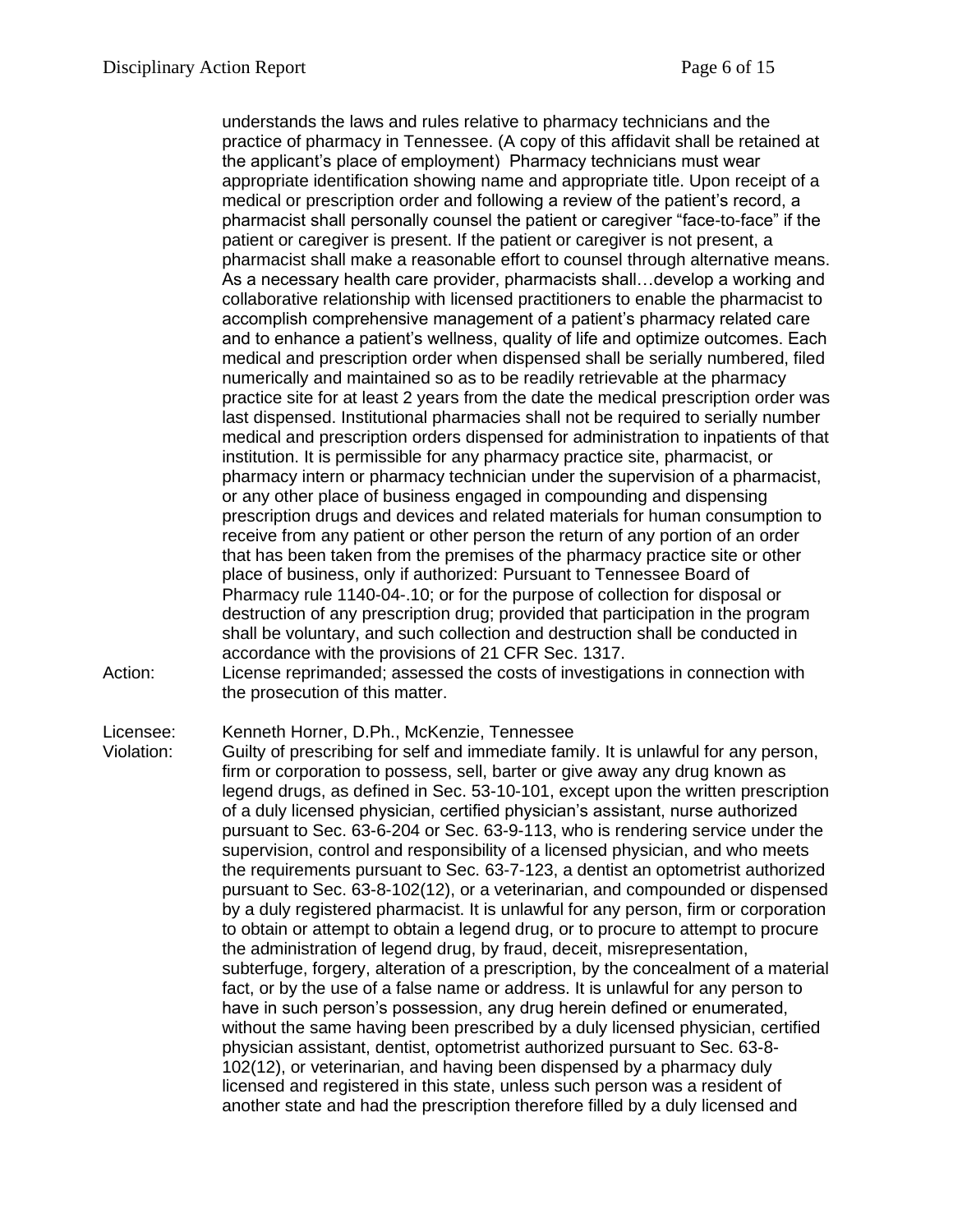understands the laws and rules relative to pharmacy technicians and the practice of pharmacy in Tennessee. (A copy of this affidavit shall be retained at the applicant's place of employment) Pharmacy technicians must wear appropriate identification showing name and appropriate title. Upon receipt of a medical or prescription order and following a review of the patient's record, a pharmacist shall personally counsel the patient or caregiver "face-to-face" if the patient or caregiver is present. If the patient or caregiver is not present, a pharmacist shall make a reasonable effort to counsel through alternative means. As a necessary health care provider, pharmacists shall…develop a working and collaborative relationship with licensed practitioners to enable the pharmacist to accomplish comprehensive management of a patient's pharmacy related care and to enhance a patient's wellness, quality of life and optimize outcomes. Each medical and prescription order when dispensed shall be serially numbered, filed numerically and maintained so as to be readily retrievable at the pharmacy practice site for at least 2 years from the date the medical prescription order was last dispensed. Institutional pharmacies shall not be required to serially number medical and prescription orders dispensed for administration to inpatients of that institution. It is permissible for any pharmacy practice site, pharmacist, or pharmacy intern or pharmacy technician under the supervision of a pharmacist, or any other place of business engaged in compounding and dispensing prescription drugs and devices and related materials for human consumption to receive from any patient or other person the return of any portion of an order that has been taken from the premises of the pharmacy practice site or other place of business, only if authorized: Pursuant to Tennessee Board of Pharmacy rule 1140-04-.10; or for the purpose of collection for disposal or destruction of any prescription drug; provided that participation in the program shall be voluntary, and such collection and destruction shall be conducted in accordance with the provisions of 21 CFR Sec. 1317.

Action: License reprimanded; assessed the costs of investigations in connection with the prosecution of this matter.

Licensee: Kenneth Horner, D.Ph., McKenzie, Tennessee

Violation: Guilty of prescribing for self and immediate family. It is unlawful for any person, firm or corporation to possess, sell, barter or give away any drug known as legend drugs, as defined in Sec. 53-10-101, except upon the written prescription of a duly licensed physician, certified physician's assistant, nurse authorized pursuant to Sec. 63-6-204 or Sec. 63-9-113, who is rendering service under the supervision, control and responsibility of a licensed physician, and who meets the requirements pursuant to Sec. 63-7-123, a dentist an optometrist authorized pursuant to Sec. 63-8-102(12), or a veterinarian, and compounded or dispensed by a duly registered pharmacist. It is unlawful for any person, firm or corporation to obtain or attempt to obtain a legend drug, or to procure to attempt to procure the administration of legend drug, by fraud, deceit, misrepresentation, subterfuge, forgery, alteration of a prescription, by the concealment of a material fact, or by the use of a false name or address. It is unlawful for any person to have in such person's possession, any drug herein defined or enumerated, without the same having been prescribed by a duly licensed physician, certified physician assistant, dentist, optometrist authorized pursuant to Sec. 63-8-102(12), or veterinarian, and having been dispensed by a pharmacy duly licensed and registered in this state, unless such person was a resident of another state and had the prescription therefore filled by a duly licensed and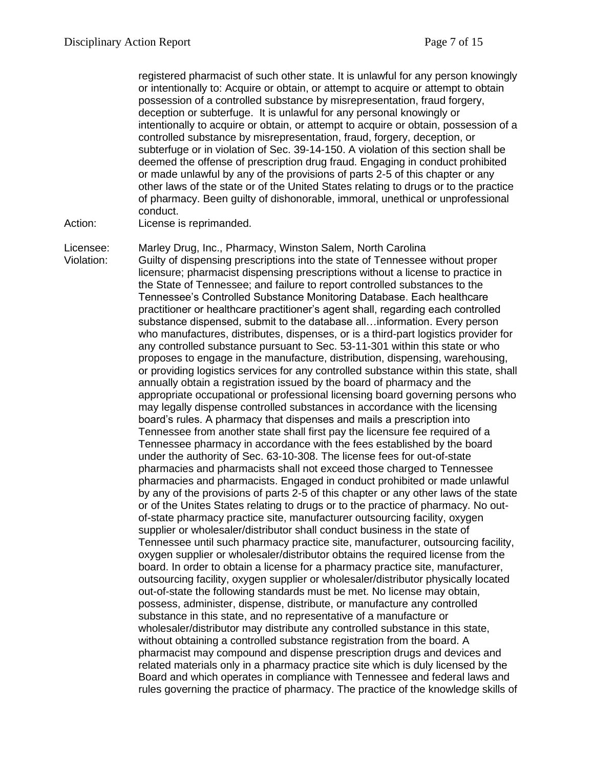registered pharmacist of such other state. It is unlawful for any person knowingly or intentionally to: Acquire or obtain, or attempt to acquire or attempt to obtain possession of a controlled substance by misrepresentation, fraud forgery, deception or subterfuge. It is unlawful for any personal knowingly or intentionally to acquire or obtain, or attempt to acquire or obtain, possession of a controlled substance by misrepresentation, fraud, forgery, deception, or subterfuge or in violation of Sec. 39-14-150. A violation of this section shall be deemed the offense of prescription drug fraud. Engaging in conduct prohibited or made unlawful by any of the provisions of parts 2-5 of this chapter or any other laws of the state or of the United States relating to drugs or to the practice of pharmacy. Been guilty of dishonorable, immoral, unethical or unprofessional conduct.

Action: License is reprimanded.

Licensee: Marley Drug, Inc., Pharmacy, Winston Salem, North Carolina

Violation: Guilty of dispensing prescriptions into the state of Tennessee without proper licensure; pharmacist dispensing prescriptions without a license to practice in the State of Tennessee; and failure to report controlled substances to the Tennessee's Controlled Substance Monitoring Database. Each healthcare practitioner or healthcare practitioner's agent shall, regarding each controlled substance dispensed, submit to the database all…information. Every person who manufactures, distributes, dispenses, or is a third-part logistics provider for any controlled substance pursuant to Sec. 53-11-301 within this state or who proposes to engage in the manufacture, distribution, dispensing, warehousing, or providing logistics services for any controlled substance within this state, shall annually obtain a registration issued by the board of pharmacy and the appropriate occupational or professional licensing board governing persons who may legally dispense controlled substances in accordance with the licensing board's rules. A pharmacy that dispenses and mails a prescription into Tennessee from another state shall first pay the licensure fee required of a Tennessee pharmacy in accordance with the fees established by the board under the authority of Sec. 63-10-308. The license fees for out-of-state pharmacies and pharmacists shall not exceed those charged to Tennessee pharmacies and pharmacists. Engaged in conduct prohibited or made unlawful by any of the provisions of parts 2-5 of this chapter or any other laws of the state or of the Unites States relating to drugs or to the practice of pharmacy. No out-of-state pharmacy practice site, manufacturer outsourcing facility, oxygen supplier or wholesaler/distributor shall conduct business in the state of Tennessee until such pharmacy practice site, manufacturer, outsourcing facility, oxygen supplier or wholesaler/distributor obtains the required license from the board. In order to obtain a license for a pharmacy practice site, manufacturer, outsourcing facility, oxygen supplier or wholesaler/distributor physically located out-of-state the following standards must be met. No license may obtain, possess, administer, dispense, distribute, or manufacture any controlled substance in this state, and no representative of a manufacture or wholesaler/distributor may distribute any controlled substance in this state, without obtaining a controlled substance registration from the board. A pharmacist may compound and dispense prescription drugs and devices and related materials only in a pharmacy practice site which is duly licensed by the Board and which operates in compliance with Tennessee and federal laws and rules governing the practice of pharmacy. The practice of the knowledge skills of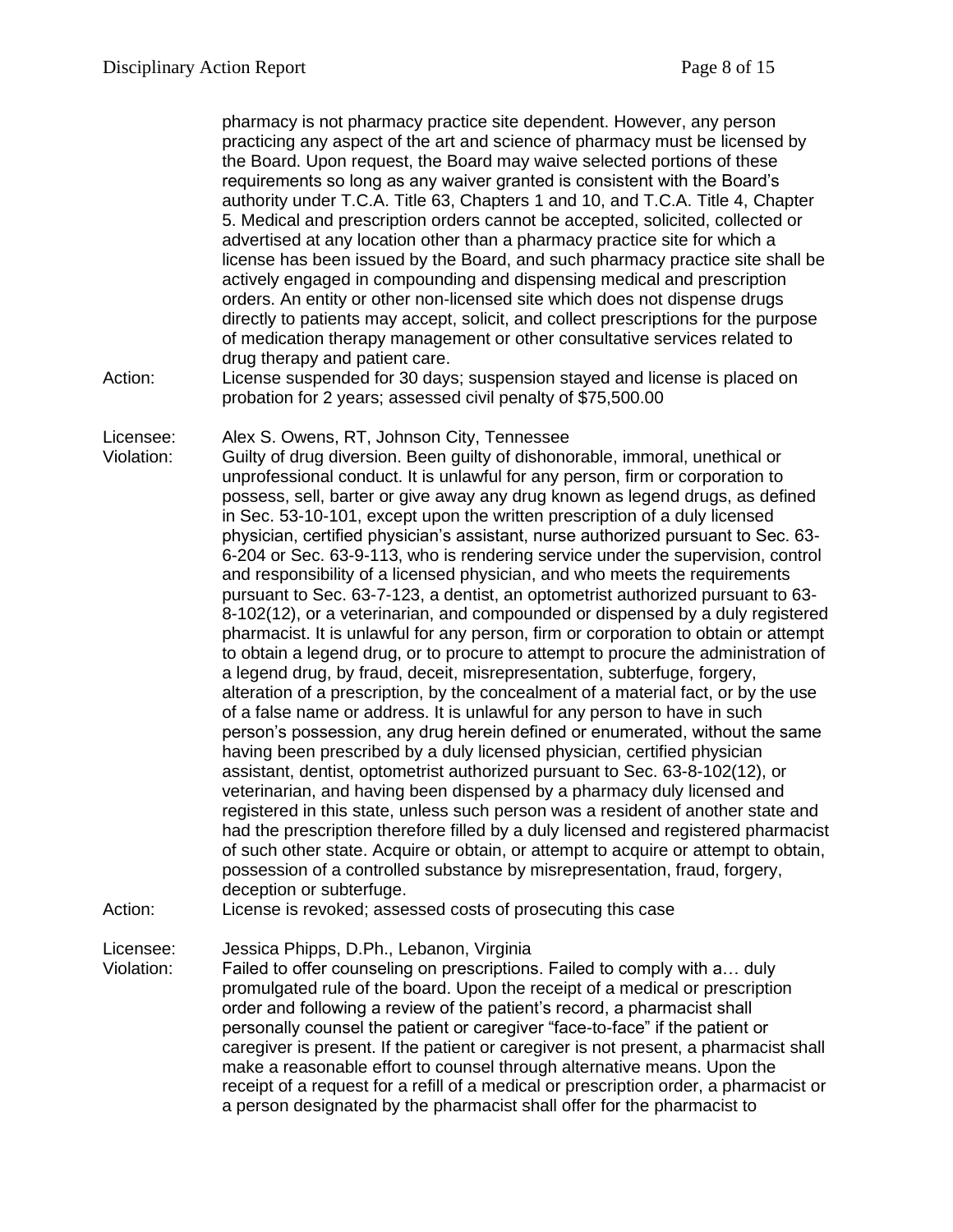pharmacy is not pharmacy practice site dependent. However, any person practicing any aspect of the art and science of pharmacy must be licensed by the Board. Upon request, the Board may waive selected portions of these requirements so long as any waiver granted is consistent with the Board's authority under T.C.A. Title 63, Chapters 1 and 10, and T.C.A. Title 4, Chapter 5. Medical and prescription orders cannot be accepted, solicited, collected or advertised at any location other than a pharmacy practice site for which a license has been issued by the Board, and such pharmacy practice site shall be actively engaged in compounding and dispensing medical and prescription orders. An entity or other non-licensed site which does not dispense drugs directly to patients may accept, solicit, and collect prescriptions for the purpose of medication therapy management or other consultative services related to drug therapy and patient care.

Action: License suspended for 30 days; suspension stayed and license is placed on probation for 2 years; assessed civil penalty of $75,500.00

Licensee: Alex S. Owens, RT, Johnson City, Tennessee

Violation: Guilty of drug diversion. Been guilty of dishonorable, immoral, unethical or unprofessional conduct. It is unlawful for any person, firm or corporation to possess, sell, barter or give away any drug known as legend drugs, as defined in Sec. 53-10-101, except upon the written prescription of a duly licensed physician, certified physician's assistant, nurse authorized pursuant to Sec. 63-6-204 or Sec. 63-9-113, who is rendering service under the supervision, control and responsibility of a licensed physician, and who meets the requirements pursuant to Sec. 63-7-123, a dentist, an optometrist authorized pursuant to 63-8-102(12), or a veterinarian, and compounded or dispensed by a duly registered pharmacist. It is unlawful for any person, firm or corporation to obtain or attempt to obtain a legend drug, or to procure to attempt to procure the administration of a legend drug, by fraud, deceit, misrepresentation, subterfuge, forgery, alteration of a prescription, by the concealment of a material fact, or by the use of a false name or address. It is unlawful for any person to have in such person's possession, any drug herein defined or enumerated, without the same having been prescribed by a duly licensed physician, certified physician assistant, dentist, optometrist authorized pursuant to Sec. 63-8-102(12), or veterinarian, and having been dispensed by a pharmacy duly licensed and registered in this state, unless such person was a resident of another state and had the prescription therefore filled by a duly licensed and registered pharmacist of such other state. Acquire or obtain, or attempt to acquire or attempt to obtain, possession of a controlled substance by misrepresentation, fraud, forgery, deception or subterfuge.

Action: License is revoked; assessed costs of prosecuting this case

Licensee: Jessica Phipps, D.Ph., Lebanon, Virginia

Violation: Failed to offer counseling on prescriptions. Failed to comply with a… duly promulgated rule of the board. Upon the receipt of a medical or prescription order and following a review of the patient's record, a pharmacist shall personally counsel the patient or caregiver "face-to-face" if the patient or caregiver is present. If the patient or caregiver is not present, a pharmacist shall make a reasonable effort to counsel through alternative means. Upon the receipt of a request for a refill of a medical or prescription order, a pharmacist or a person designated by the pharmacist shall offer for the pharmacist to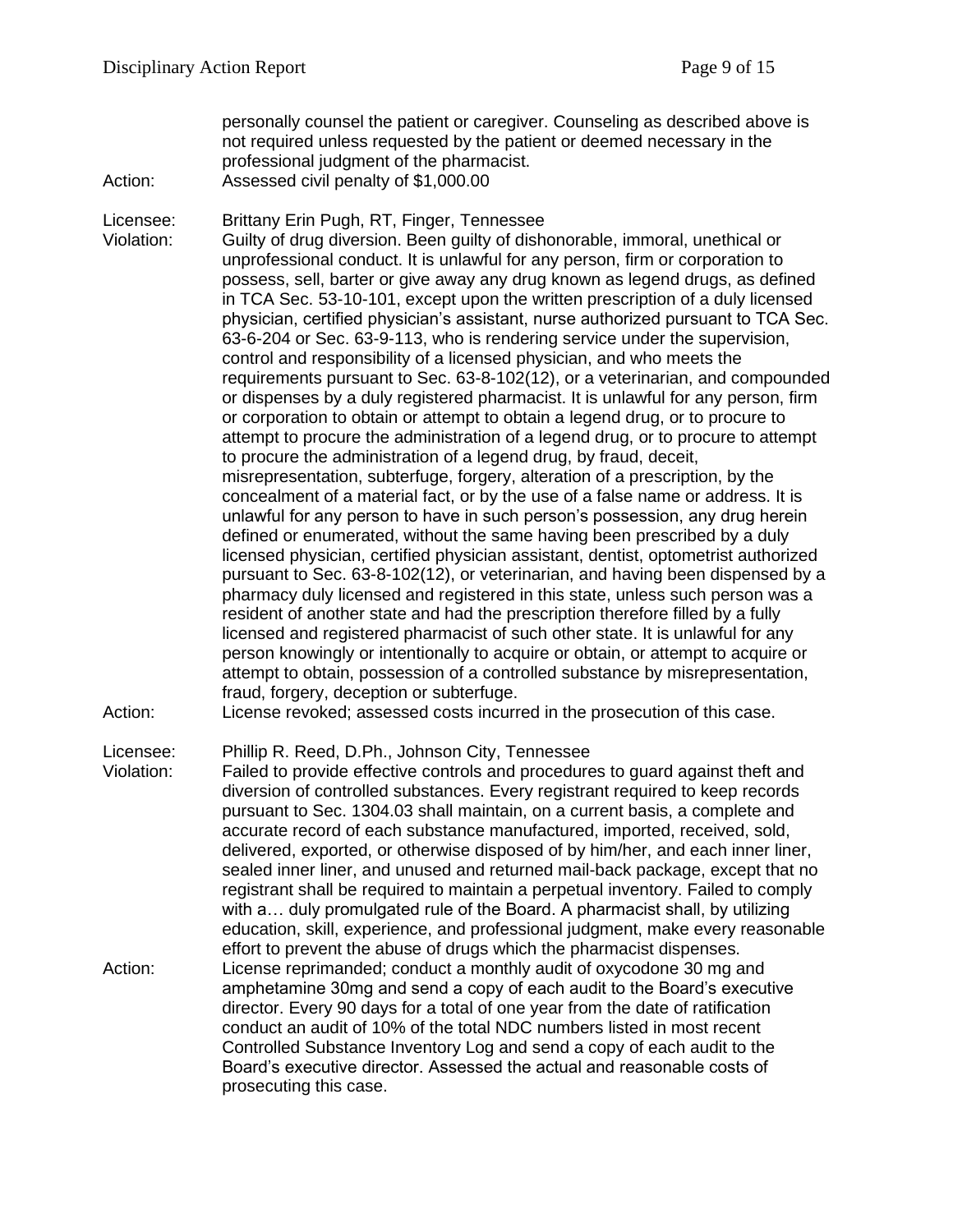personally counsel the patient or caregiver. Counseling as described above is not required unless requested by the patient or deemed necessary in the professional judgment of the pharmacist.

Action: Assessed civil penalty of $1,000.00

Licensee: Brittany Erin Pugh, RT, Finger, Tennessee

Violation: Guilty of drug diversion. Been guilty of dishonorable, immoral, unethical or unprofessional conduct. It is unlawful for any person, firm or corporation to possess, sell, barter or give away any drug known as legend drugs, as defined in TCA Sec. 53-10-101, except upon the written prescription of a duly licensed physician, certified physician's assistant, nurse authorized pursuant to TCA Sec. 63-6-204 or Sec. 63-9-113, who is rendering service under the supervision, control and responsibility of a licensed physician, and who meets the requirements pursuant to Sec. 63-8-102(12), or a veterinarian, and compounded or dispenses by a duly registered pharmacist. It is unlawful for any person, firm or corporation to obtain or attempt to obtain a legend drug, or to procure to attempt to procure the administration of a legend drug, or to procure to attempt to procure the administration of a legend drug, by fraud, deceit, misrepresentation, subterfuge, forgery, alteration of a prescription, by the concealment of a material fact, or by the use of a false name or address. It is unlawful for any person to have in such person's possession, any drug herein defined or enumerated, without the same having been prescribed by a duly licensed physician, certified physician assistant, dentist, optometrist authorized pursuant to Sec. 63-8-102(12), or veterinarian, and having been dispensed by a pharmacy duly licensed and registered in this state, unless such person was a resident of another state and had the prescription therefore filled by a fully licensed and registered pharmacist of such other state. It is unlawful for any person knowingly or intentionally to acquire or obtain, or attempt to acquire or attempt to obtain, possession of a controlled substance by misrepresentation, fraud, forgery, deception or subterfuge.

Action: License revoked; assessed costs incurred in the prosecution of this case.

Licensee: Phillip R. Reed, D.Ph., Johnson City, Tennessee

Violation: Failed to provide effective controls and procedures to guard against theft and diversion of controlled substances. Every registrant required to keep records pursuant to Sec. 1304.03 shall maintain, on a current basis, a complete and accurate record of each substance manufactured, imported, received, sold, delivered, exported, or otherwise disposed of by him/her, and each inner liner, sealed inner liner, and unused and returned mail-back package, except that no registrant shall be required to maintain a perpetual inventory. Failed to comply with a… duly promulgated rule of the Board. A pharmacist shall, by utilizing education, skill, experience, and professional judgment, make every reasonable effort to prevent the abuse of drugs which the pharmacist dispenses.

Action: License reprimanded; conduct a monthly audit of oxycodone 30 mg and amphetamine 30mg and send a copy of each audit to the Board's executive director. Every 90 days for a total of one year from the date of ratification conduct an audit of 10% of the total NDC numbers listed in most recent Controlled Substance Inventory Log and send a copy of each audit to the Board's executive director. Assessed the actual and reasonable costs of prosecuting this case.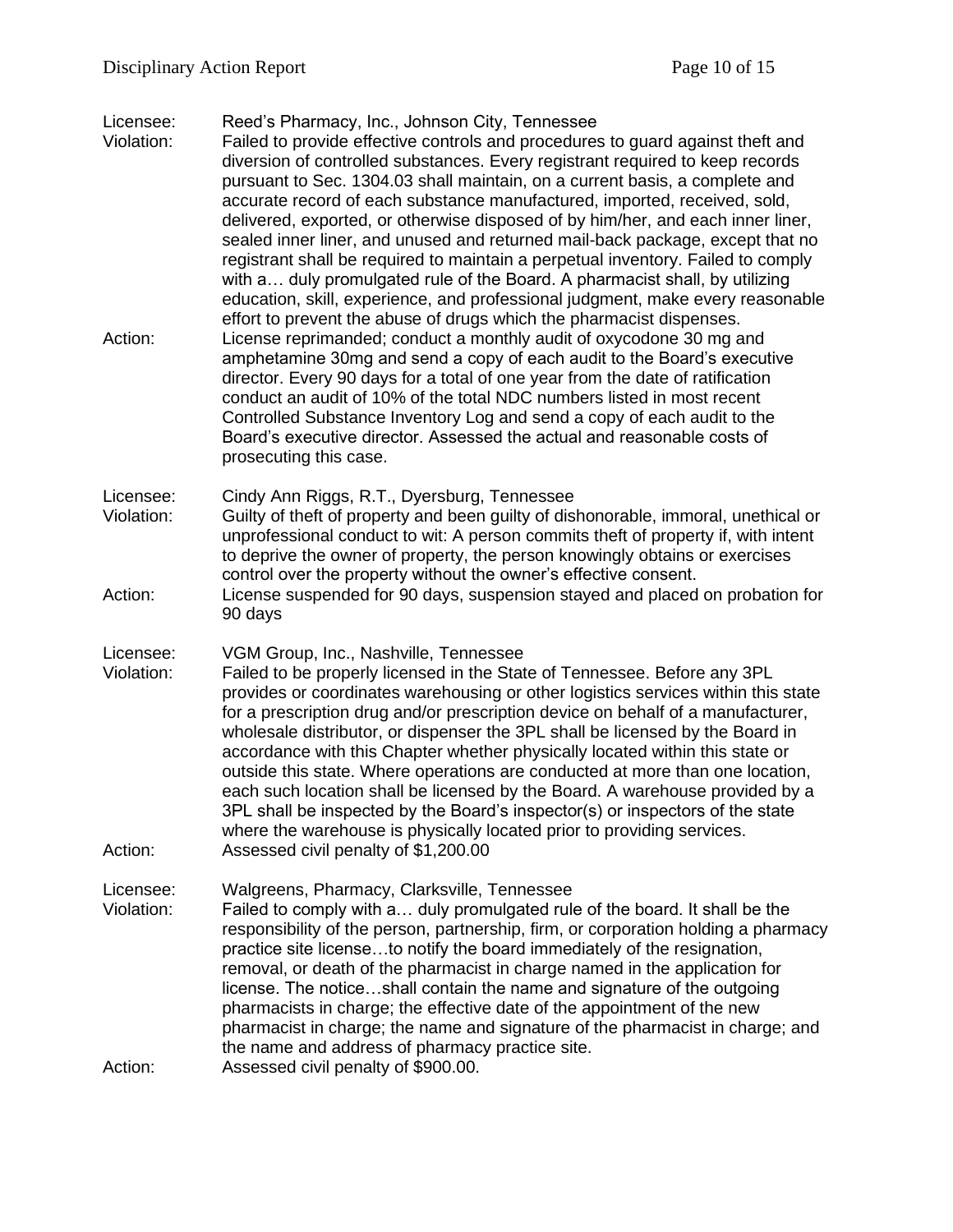Licensee: Reed's Pharmacy, Inc., Johnson City, Tennessee

Violation: Failed to provide effective controls and procedures to guard against theft and diversion of controlled substances. Every registrant required to keep records pursuant to Sec. 1304.03 shall maintain, on a current basis, a complete and accurate record of each substance manufactured, imported, received, sold, delivered, exported, or otherwise disposed of by him/her, and each inner liner, sealed inner liner, and unused and returned mail-back package, except that no registrant shall be required to maintain a perpetual inventory. Failed to comply with a… duly promulgated rule of the Board. A pharmacist shall, by utilizing education, skill, experience, and professional judgment, make every reasonable effort to prevent the abuse of drugs which the pharmacist dispenses.

Action: License reprimanded; conduct a monthly audit of oxycodone 30 mg and amphetamine 30mg and send a copy of each audit to the Board's executive director. Every 90 days for a total of one year from the date of ratification conduct an audit of 10% of the total NDC numbers listed in most recent Controlled Substance Inventory Log and send a copy of each audit to the Board's executive director. Assessed the actual and reasonable costs of prosecuting this case.

Licensee: Cindy Ann Riggs, R.T., Dyersburg, Tennessee

Violation: Guilty of theft of property and been guilty of dishonorable, immoral, unethical or unprofessional conduct to wit: A person commits theft of property if, with intent to deprive the owner of property, the person knowingly obtains or exercises control over the property without the owner's effective consent.

Action: License suspended for 90 days, suspension stayed and placed on probation for 90 days

Licensee: VGM Group, Inc., Nashville, Tennessee

Violation: Failed to be properly licensed in the State of Tennessee. Before any 3PL provides or coordinates warehousing or other logistics services within this state for a prescription drug and/or prescription device on behalf of a manufacturer, wholesale distributor, or dispenser the 3PL shall be licensed by the Board in accordance with this Chapter whether physically located within this state or outside this state. Where operations are conducted at more than one location, each such location shall be licensed by the Board. A warehouse provided by a 3PL shall be inspected by the Board's inspector(s) or inspectors of the state where the warehouse is physically located prior to providing services.

Action: Assessed civil penalty of $1,200.00

Licensee: Walgreens, Pharmacy, Clarksville, Tennessee

Violation: Failed to comply with a… duly promulgated rule of the board. It shall be the responsibility of the person, partnership, firm, or corporation holding a pharmacy practice site license…to notify the board immediately of the resignation, removal, or death of the pharmacist in charge named in the application for license. The notice…shall contain the name and signature of the outgoing pharmacists in charge; the effective date of the appointment of the new pharmacist in charge; the name and signature of the pharmacist in charge; and the name and address of pharmacy practice site.

Action: Assessed civil penalty of $900.00.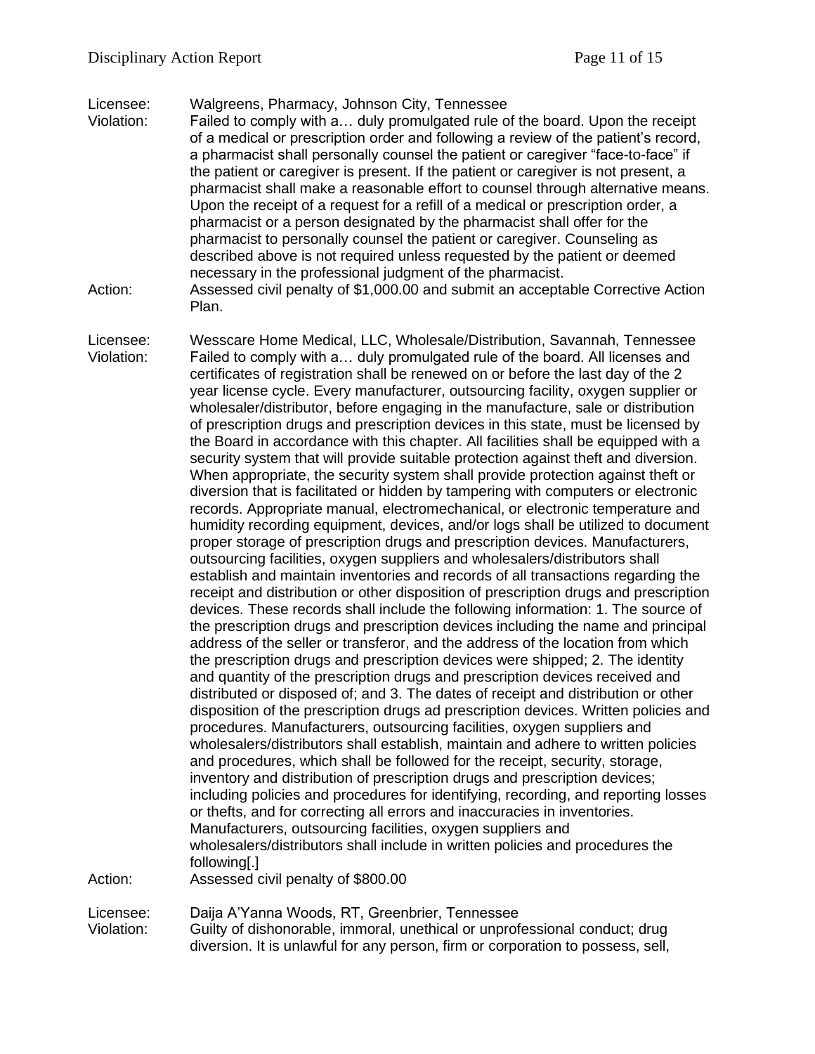Licensee: Walgreens, Pharmacy, Johnson City, Tennessee

Violation: Failed to comply with a… duly promulgated rule of the board. Upon the receipt of a medical or prescription order and following a review of the patient's record, a pharmacist shall personally counsel the patient or caregiver "face-to-face" if the patient or caregiver is present. If the patient or caregiver is not present, a pharmacist shall make a reasonable effort to counsel through alternative means. Upon the receipt of a request for a refill of a medical or prescription order, a pharmacist or a person designated by the pharmacist shall offer for the pharmacist to personally counsel the patient or caregiver. Counseling as described above is not required unless requested by the patient or deemed necessary in the professional judgment of the pharmacist.

Action: Assessed civil penalty of $1,000.00 and submit an acceptable Corrective Action Plan.

Licensee: Wesscare Home Medical, LLC, Wholesale/Distribution, Savannah, Tennessee

Violation: Failed to comply with a… duly promulgated rule of the board. All licenses and certificates of registration shall be renewed on or before the last day of the 2 year license cycle. Every manufacturer, outsourcing facility, oxygen supplier or wholesaler/distributor, before engaging in the manufacture, sale or distribution of prescription drugs and prescription devices in this state, must be licensed by the Board in accordance with this chapter. All facilities shall be equipped with a security system that will provide suitable protection against theft and diversion. When appropriate, the security system shall provide protection against theft or diversion that is facilitated or hidden by tampering with computers or electronic records. Appropriate manual, electromechanical, or electronic temperature and humidity recording equipment, devices, and/or logs shall be utilized to document proper storage of prescription drugs and prescription devices. Manufacturers, outsourcing facilities, oxygen suppliers and wholesalers/distributors shall establish and maintain inventories and records of all transactions regarding the receipt and distribution or other disposition of prescription drugs and prescription devices. These records shall include the following information: 1. The source of the prescription drugs and prescription devices including the name and principal address of the seller or transferor, and the address of the location from which the prescription drugs and prescription devices were shipped; 2. The identity and quantity of the prescription drugs and prescription devices received and distributed or disposed of; and 3. The dates of receipt and distribution or other disposition of the prescription drugs ad prescription devices. Written policies and procedures. Manufacturers, outsourcing facilities, oxygen suppliers and wholesalers/distributors shall establish, maintain and adhere to written policies and procedures, which shall be followed for the receipt, security, storage, inventory and distribution of prescription drugs and prescription devices; including policies and procedures for identifying, recording, and reporting losses or thefts, and for correcting all errors and inaccuracies in inventories. Manufacturers, outsourcing facilities, oxygen suppliers and wholesalers/distributors shall include in written policies and procedures the following[.]

Action: Assessed civil penalty of $800.00

Licensee: Daija A'Yanna Woods, RT, Greenbrier, Tennessee

Violation: Guilty of dishonorable, immoral, unethical or unprofessional conduct; drug diversion. It is unlawful for any person, firm or corporation to possess, sell,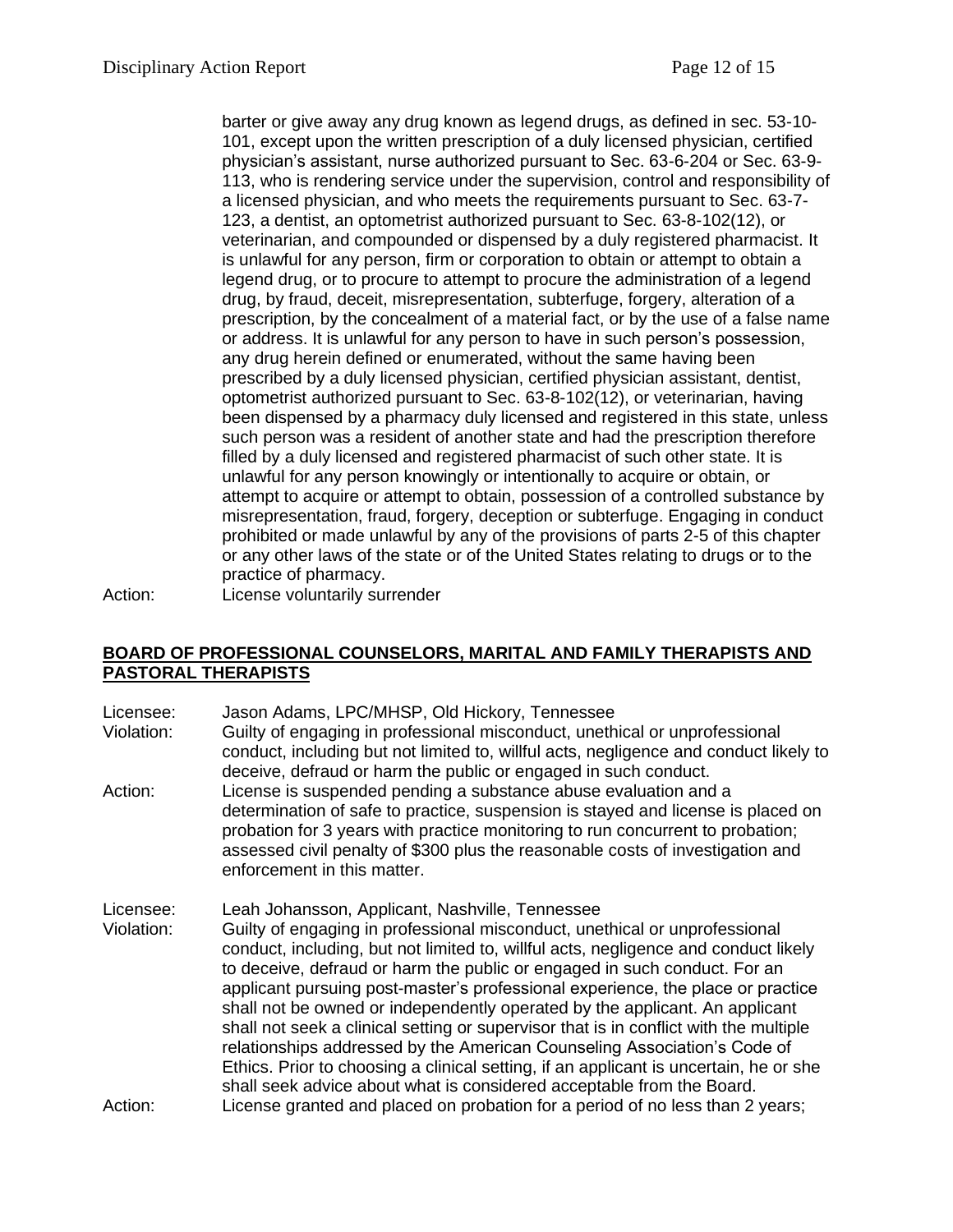barter or give away any drug known as legend drugs, as defined in sec. 53-10-101, except upon the written prescription of a duly licensed physician, certified physician's assistant, nurse authorized pursuant to Sec. 63-6-204 or Sec. 63-9-113, who is rendering service under the supervision, control and responsibility of a licensed physician, and who meets the requirements pursuant to Sec. 63-7-123, a dentist, an optometrist authorized pursuant to Sec. 63-8-102(12), or veterinarian, and compounded or dispensed by a duly registered pharmacist. It is unlawful for any person, firm or corporation to obtain or attempt to obtain a legend drug, or to procure to attempt to procure the administration of a legend drug, by fraud, deceit, misrepresentation, subterfuge, forgery, alteration of a prescription, by the concealment of a material fact, or by the use of a false name or address. It is unlawful for any person to have in such person's possession, any drug herein defined or enumerated, without the same having been prescribed by a duly licensed physician, certified physician assistant, dentist, optometrist authorized pursuant to Sec. 63-8-102(12), or veterinarian, having been dispensed by a pharmacy duly licensed and registered in this state, unless such person was a resident of another state and had the prescription therefore filled by a duly licensed and registered pharmacist of such other state. It is unlawful for any person knowingly or intentionally to acquire or obtain, or attempt to acquire or attempt to obtain, possession of a controlled substance by misrepresentation, fraud, forgery, deception or subterfuge. Engaging in conduct prohibited or made unlawful by any of the provisions of parts 2-5 of this chapter or any other laws of the state or of the United States relating to drugs or to the practice of pharmacy.

Action: License voluntarily surrender

## BOARD OF PROFESSIONAL COUNSELORS, MARITAL AND FAMILY THERAPISTS AND PASTORAL THERAPISTS

Licensee: Jason Adams, LPC/MHSP, Old Hickory, Tennessee

Violation: Guilty of engaging in professional misconduct, unethical or unprofessional conduct, including but not limited to, willful acts, negligence and conduct likely to deceive, defraud or harm the public or engaged in such conduct.

Action: License is suspended pending a substance abuse evaluation and a determination of safe to practice, suspension is stayed and license is placed on probation for 3 years with practice monitoring to run concurrent to probation; assessed civil penalty of $300 plus the reasonable costs of investigation and enforcement in this matter.

Licensee: Leah Johansson, Applicant, Nashville, Tennessee

Violation: Guilty of engaging in professional misconduct, unethical or unprofessional conduct, including, but not limited to, willful acts, negligence and conduct likely to deceive, defraud or harm the public or engaged in such conduct. For an applicant pursuing post-master's professional experience, the place or practice shall not be owned or independently operated by the applicant. An applicant shall not seek a clinical setting or supervisor that is in conflict with the multiple relationships addressed by the American Counseling Association's Code of Ethics. Prior to choosing a clinical setting, if an applicant is uncertain, he or she shall seek advice about what is considered acceptable from the Board.

Action: License granted and placed on probation for a period of no less than 2 years;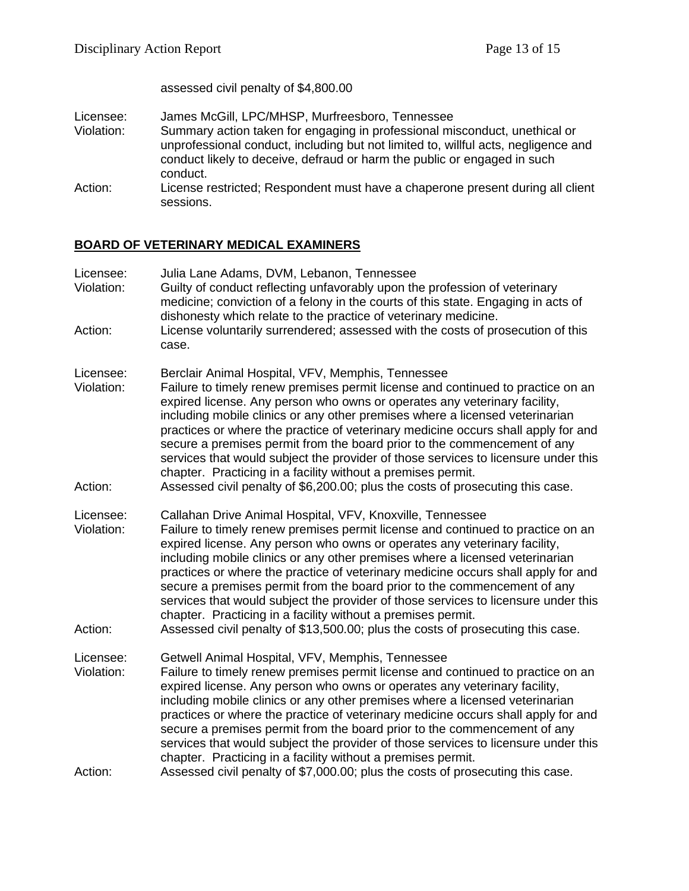assessed civil penalty of $4,800.00

Licensee: James McGill, LPC/MHSP, Murfreesboro, Tennessee
Violation: Summary action taken for engaging in professional misconduct, unethical or unprofessional conduct, including but not limited to, willful acts, negligence and conduct likely to deceive, defraud or harm the public or engaged in such conduct.
Action: License restricted; Respondent must have a chaperone present during all client sessions.

## BOARD OF VETERINARY MEDICAL EXAMINERS

Licensee: Julia Lane Adams, DVM, Lebanon, Tennessee
Violation: Guilty of conduct reflecting unfavorably upon the profession of veterinary medicine; conviction of a felony in the courts of this state. Engaging in acts of dishonesty which relate to the practice of veterinary medicine.
Action: License voluntarily surrendered; assessed with the costs of prosecution of this case.

Licensee: Berclair Animal Hospital, VFV, Memphis, Tennessee
Violation: Failure to timely renew premises permit license and continued to practice on an expired license. Any person who owns or operates any veterinary facility, including mobile clinics or any other premises where a licensed veterinarian practices or where the practice of veterinary medicine occurs shall apply for and secure a premises permit from the board prior to the commencement of any services that would subject the provider of those services to licensure under this chapter. Practicing in a facility without a premises permit.
Action: Assessed civil penalty of $6,200.00; plus the costs of prosecuting this case.

Licensee: Callahan Drive Animal Hospital, VFV, Knoxville, Tennessee
Violation: Failure to timely renew premises permit license and continued to practice on an expired license. Any person who owns or operates any veterinary facility, including mobile clinics or any other premises where a licensed veterinarian practices or where the practice of veterinary medicine occurs shall apply for and secure a premises permit from the board prior to the commencement of any services that would subject the provider of those services to licensure under this chapter. Practicing in a facility without a premises permit.
Action: Assessed civil penalty of $13,500.00; plus the costs of prosecuting this case.

Licensee: Getwell Animal Hospital, VFV, Memphis, Tennessee
Violation: Failure to timely renew premises permit license and continued to practice on an expired license. Any person who owns or operates any veterinary facility, including mobile clinics or any other premises where a licensed veterinarian practices or where the practice of veterinary medicine occurs shall apply for and secure a premises permit from the board prior to the commencement of any services that would subject the provider of those services to licensure under this chapter. Practicing in a facility without a premises permit.
Action: Assessed civil penalty of $7,000.00; plus the costs of prosecuting this case.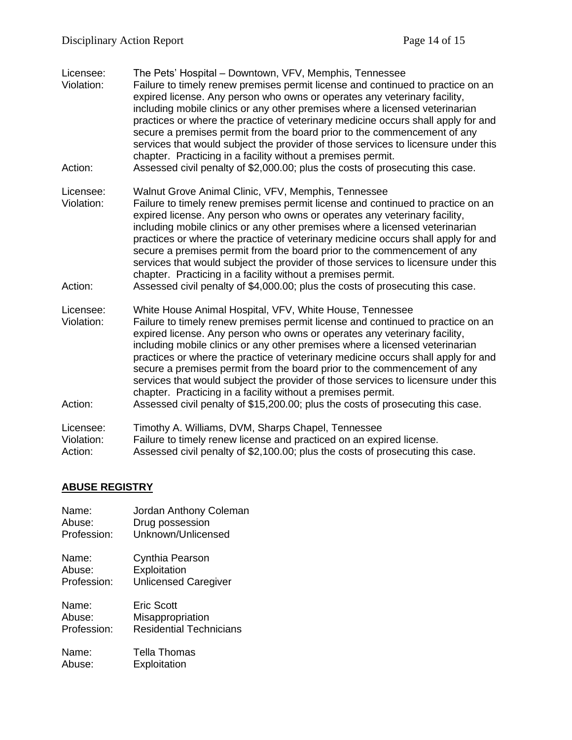Licensee: The Pets' Hospital – Downtown, VFV, Memphis, Tennessee
Violation: Failure to timely renew premises permit license and continued to practice on an expired license. Any person who owns or operates any veterinary facility, including mobile clinics or any other premises where a licensed veterinarian practices or where the practice of veterinary medicine occurs shall apply for and secure a premises permit from the board prior to the commencement of any services that would subject the provider of those services to licensure under this chapter. Practicing in a facility without a premises permit.
Action: Assessed civil penalty of $2,000.00; plus the costs of prosecuting this case.

Licensee: Walnut Grove Animal Clinic, VFV, Memphis, Tennessee
Violation: Failure to timely renew premises permit license and continued to practice on an expired license. Any person who owns or operates any veterinary facility, including mobile clinics or any other premises where a licensed veterinarian practices or where the practice of veterinary medicine occurs shall apply for and secure a premises permit from the board prior to the commencement of any services that would subject the provider of those services to licensure under this chapter. Practicing in a facility without a premises permit.
Action: Assessed civil penalty of $4,000.00; plus the costs of prosecuting this case.

Licensee: White House Animal Hospital, VFV, White House, Tennessee
Violation: Failure to timely renew premises permit license and continued to practice on an expired license. Any person who owns or operates any veterinary facility, including mobile clinics or any other premises where a licensed veterinarian practices or where the practice of veterinary medicine occurs shall apply for and secure a premises permit from the board prior to the commencement of any services that would subject the provider of those services to licensure under this chapter. Practicing in a facility without a premises permit.
Action: Assessed civil penalty of $15,200.00; plus the costs of prosecuting this case.

Licensee: Timothy A. Williams, DVM, Sharps Chapel, Tennessee
Violation: Failure to timely renew license and practiced on an expired license.
Action: Assessed civil penalty of $2,100.00; plus the costs of prosecuting this case.

## ABUSE REGISTRY

Name: Jordan Anthony Coleman
Abuse: Drug possession
Profession: Unknown/Unlicensed

Name: Cynthia Pearson
Abuse: Exploitation
Profession: Unlicensed Caregiver

Name: Eric Scott
Abuse: Misappropriation
Profession: Residential Technicians

Name: Tella Thomas
Abuse: Exploitation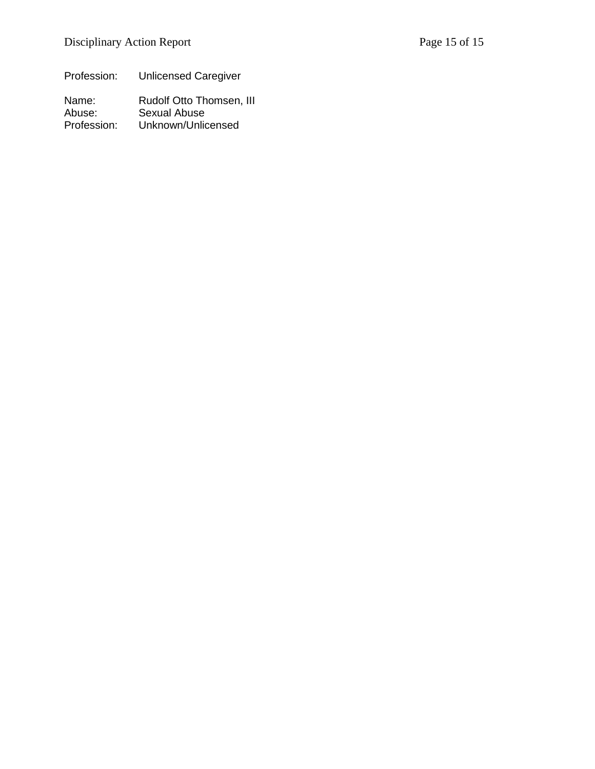Profession: Unlicensed Caregiver

Name: Rudolf Otto Thomsen, III
Abuse: Sexual Abuse
Profession: Unknown/Unlicensed